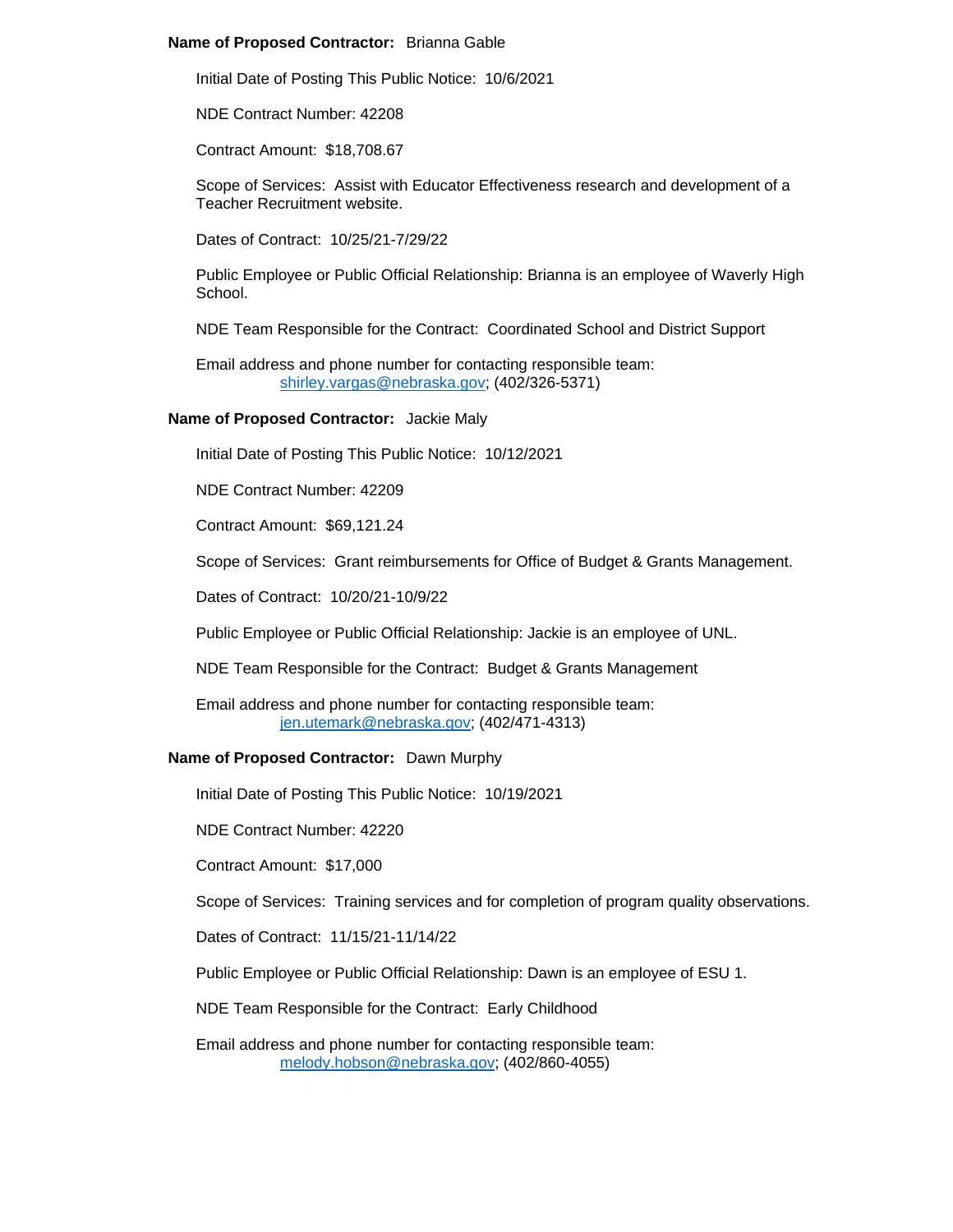**Name of Proposed Contractor:** Brianna Gable

Initial Date of Posting This Public Notice: 10/6/2021

NDE Contract Number: 42208

Contract Amount: $18,708.67

Scope of Services: Assist with Educator Effectiveness research and development of a Teacher Recruitment website.

Dates of Contract: 10/25/21-7/29/22

Public Employee or Public Official Relationship: Brianna is an employee of Waverly High School.

NDE Team Responsible for the Contract: Coordinated School and District Support

Email address and phone number for contacting responsible team:
shirley.vargas@nebraska.gov; (402/326-5371)

**Name of Proposed Contractor:** Jackie Maly

Initial Date of Posting This Public Notice: 10/12/2021

NDE Contract Number: 42209

Contract Amount: $69,121.24

Scope of Services: Grant reimbursements for Office of Budget & Grants Management.

Dates of Contract: 10/20/21-10/9/22

Public Employee or Public Official Relationship: Jackie is an employee of UNL.

NDE Team Responsible for the Contract: Budget & Grants Management

Email address and phone number for contacting responsible team:
jen.utemark@nebraska.gov; (402/471-4313)

**Name of Proposed Contractor:** Dawn Murphy

Initial Date of Posting This Public Notice: 10/19/2021

NDE Contract Number: 42220

Contract Amount: $17,000

Scope of Services: Training services and for completion of program quality observations.

Dates of Contract: 11/15/21-11/14/22

Public Employee or Public Official Relationship: Dawn is an employee of ESU 1.

NDE Team Responsible for the Contract: Early Childhood

Email address and phone number for contacting responsible team:
melody.hobson@nebraska.gov; (402/860-4055)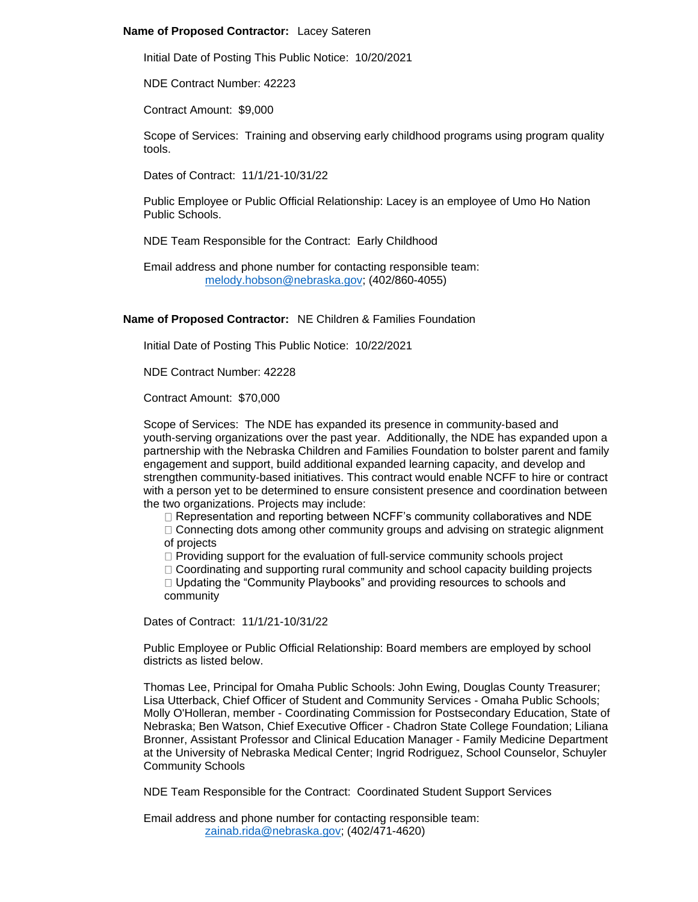**Name of Proposed Contractor:** Lacey Sateren

Initial Date of Posting This Public Notice: 10/20/2021

NDE Contract Number: 42223

Contract Amount: $9,000

Scope of Services: Training and observing early childhood programs using program quality tools.

Dates of Contract: 11/1/21-10/31/22

Public Employee or Public Official Relationship: Lacey is an employee of Umo Ho Nation Public Schools.

NDE Team Responsible for the Contract: Early Childhood

Email address and phone number for contacting responsible team:
melody.hobson@nebraska.gov; (402/860-4055)

**Name of Proposed Contractor:** NE Children & Families Foundation

Initial Date of Posting This Public Notice: 10/22/2021

NDE Contract Number: 42228

Contract Amount: $70,000

Scope of Services: The NDE has expanded its presence in community-based and youth-serving organizations over the past year. Additionally, the NDE has expanded upon a partnership with the Nebraska Children and Families Foundation to bolster parent and family engagement and support, build additional expanded learning capacity, and develop and strengthen community-based initiatives. This contract would enable NCFF to hire or contract with a person yet to be determined to ensure consistent presence and coordination between the two organizations. Projects may include:

- Representation and reporting between NCFF's community collaboratives and NDE
- Connecting dots among other community groups and advising on strategic alignment of projects
- Providing support for the evaluation of full-service community schools project
- Coordinating and supporting rural community and school capacity building projects
- Updating the "Community Playbooks" and providing resources to schools and community

Dates of Contract: 11/1/21-10/31/22

Public Employee or Public Official Relationship: Board members are employed by school districts as listed below.

Thomas Lee, Principal for Omaha Public Schools: John Ewing, Douglas County Treasurer; Lisa Utterback, Chief Officer of Student and Community Services - Omaha Public Schools; Molly O'Holleran, member - Coordinating Commission for Postsecondary Education, State of Nebraska; Ben Watson, Chief Executive Officer - Chadron State College Foundation; Liliana Bronner, Assistant Professor and Clinical Education Manager - Family Medicine Department at the University of Nebraska Medical Center; Ingrid Rodriguez, School Counselor, Schuyler Community Schools

NDE Team Responsible for the Contract: Coordinated Student Support Services

Email address and phone number for contacting responsible team:
zainab.rida@nebraska.gov; (402/471-4620)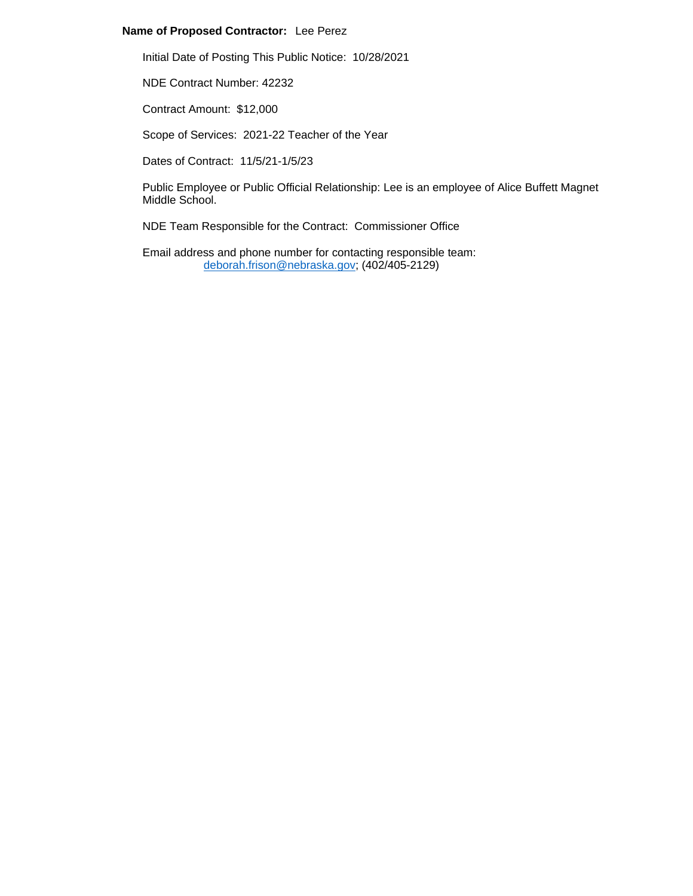**Name of Proposed Contractor:** Lee Perez

Initial Date of Posting This Public Notice: 10/28/2021

NDE Contract Number: 42232

Contract Amount: $12,000

Scope of Services: 2021-22 Teacher of the Year

Dates of Contract: 11/5/21-1/5/23

Public Employee or Public Official Relationship: Lee is an employee of Alice Buffett Magnet Middle School.

NDE Team Responsible for the Contract: Commissioner Office

Email address and phone number for contacting responsible team:
deborah.frison@nebraska.gov; (402/405-2129)